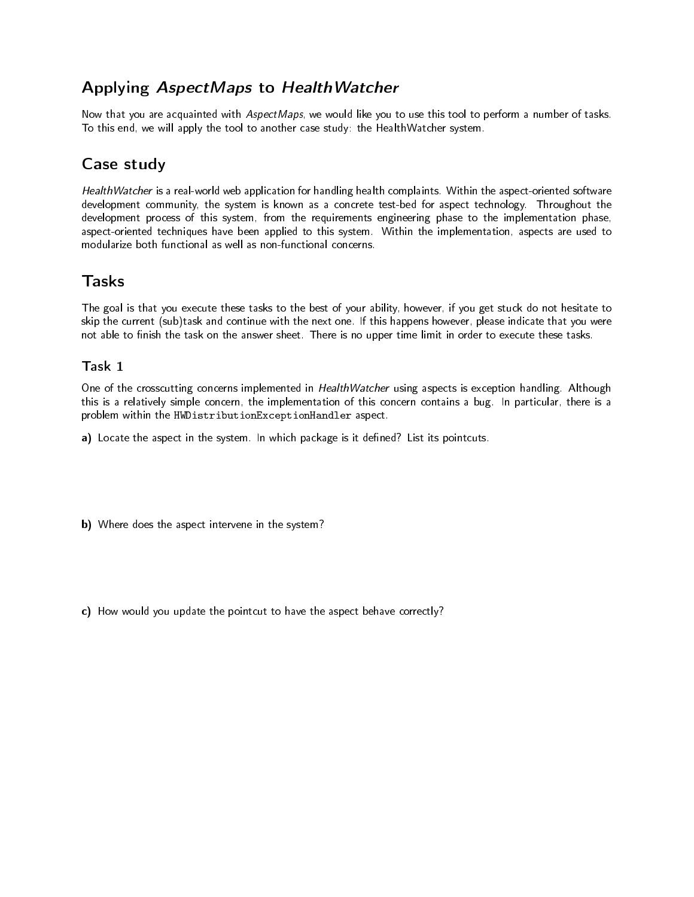# Applying *AspectMaps* to *HealthWatcher*

Now that you are acquainted with *AspectMaps*, we would like you to use this tool to perform a number of tasks. To this end, we will apply the tool to another case study: the HealthWatcher system.

## Case study

*HealthWatcher* is a real-world web application for handling health complaints. Within the aspect-oriented software development community, the system is known as a concrete test-bed for aspect technology. Throughout the development process of this system, from the requirements engineering phase to the implementation phase, aspect-oriented techniques have been applied to this system. Within the implementation, aspects are used to modularize both functional as well as non-functional concerns.

## Tasks

The goal is that you execute these tasks to the best of your ability, however, if you get stuck do not hesitate to skip the current (sub)task and continue with the next one. If this happens however, please indicate that you were not able to finish the task on the answer sheet. There is no upper time limit in order to execute these tasks.

### Task 1

One of the crosscutting concerns implemented in *HealthWatcher* using aspects is exception handling. Although this is a relatively simple concern, the implementation of this concern contains a bug. In particular, there is a problem within the `HWDistributionExceptionHandler` aspect.

**a)** Locate the aspect in the system. In which package is it defined? List its pointcuts.

**b)** Where does the aspect intervene in the system?

**c)** How would you update the pointcut to have the aspect behave correctly?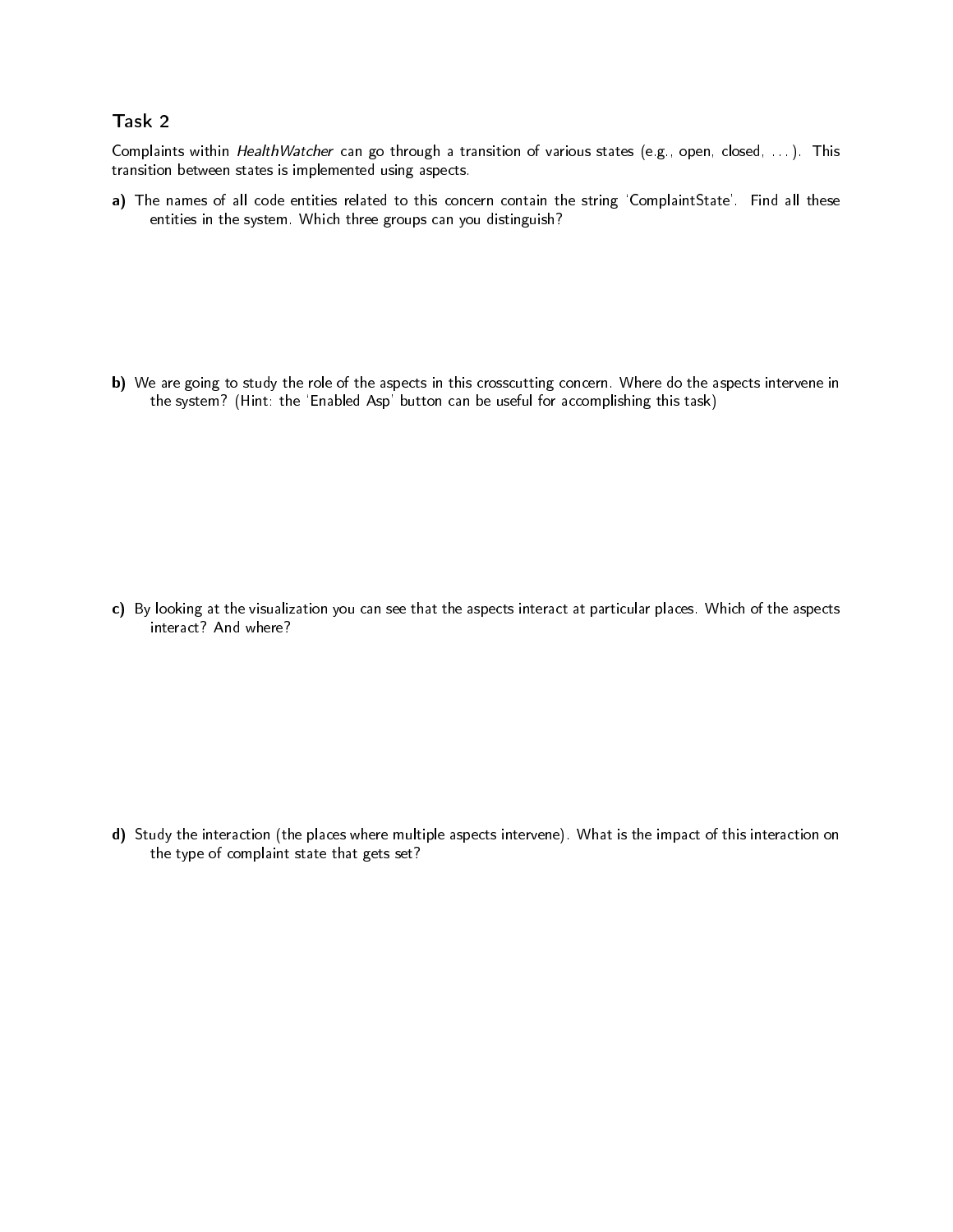## Task 2

Complaints within *HealthWatcher* can go through a transition of various states (e.g., open, closed, . . . ). This transition between states is implemented using aspects.

**a)** The names of all code entities related to this concern contain the string 'ComplaintState'. Find all these entities in the system. Which three groups can you distinguish?

**b)** We are going to study the role of the aspects in this crosscutting concern. Where do the aspects intervene in the system? (Hint: the 'Enabled Asp' button can be useful for accomplishing this task)

**c)** By looking at the visualization you can see that the aspects interact at particular places. Which of the aspects interact? And where?

**d)** Study the interaction (the places where multiple aspects intervene). What is the impact of this interaction on the type of complaint state that gets set?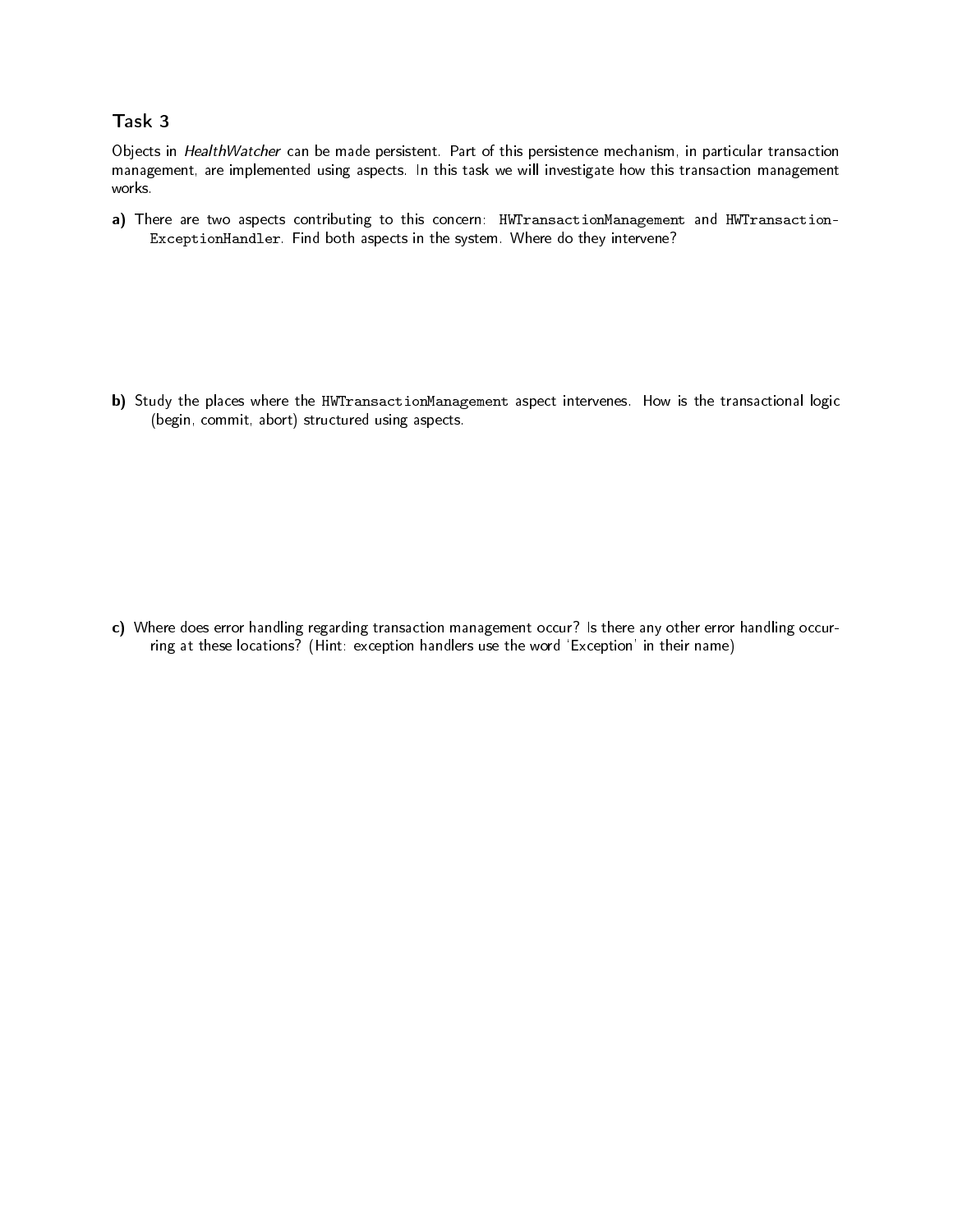## Task 3

Objects in *HealthWatcher* can be made persistent. Part of this persistence mechanism, in particular transaction management, are implemented using aspects. In this task we will investigate how this transaction management works.

**a)** There are two aspects contributing to this concern: `HWTransactionManagement` and `HWTransactionExceptionHandler`. Find both aspects in the system. Where do they intervene?

**b)** Study the places where the `HWTransactionManagement` aspect intervenes. How is the transactional logic (begin, commit, abort) structured using aspects.

**c)** Where does error handling regarding transaction management occur? Is there any other error handling occurring at these locations? (Hint: exception handlers use the word 'Exception' in their name)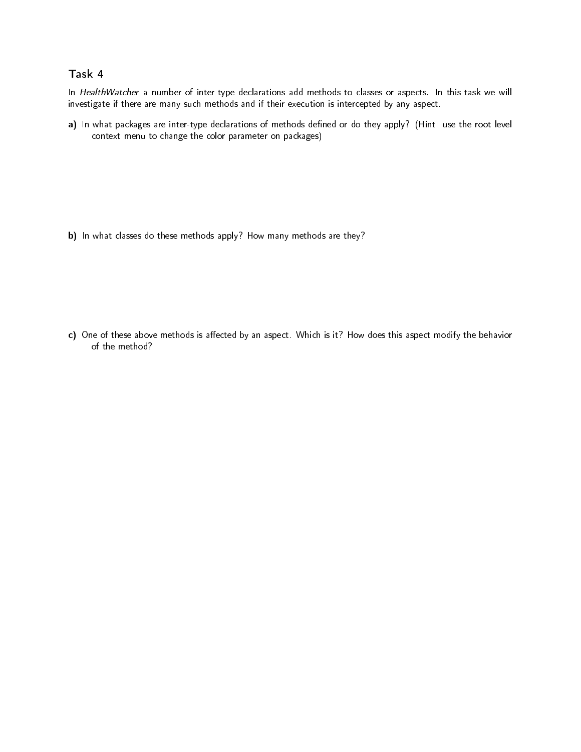## Task 4

In *HealthWatcher* a number of inter-type declarations add methods to classes or aspects. In this task we will investigate if there are many such methods and if their execution is intercepted by any aspect.

**a)** In what packages are inter-type declarations of methods defined or do they apply? (Hint: use the root level context menu to change the color parameter on packages)

**b)** In what classes do these methods apply? How many methods are they?

**c)** One of these above methods is affected by an aspect. Which is it? How does this aspect modify the behavior of the method?